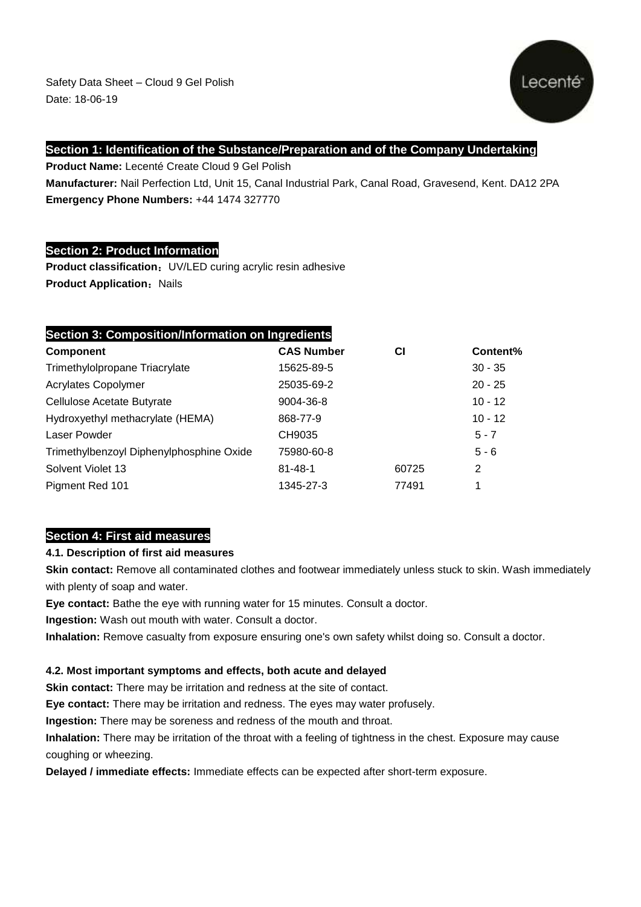Safety Data Sheet – Cloud 9 Gel Polish
Date: 18-06-19

## Section 1: Identification of the Substance/Preparation and of the Company Undertaking

**Product Name:** Lecenté Create Cloud 9 Gel Polish

**Manufacturer:** Nail Perfection Ltd, Unit 15, Canal Industrial Park, Canal Road, Gravesend, Kent. DA12 2PA

**Emergency Phone Numbers:** +44 1474 327770

## Section 2: Product Information

**Product classification**：UV/LED curing acrylic resin adhesive

**Product Application**：Nails

## Section 3: Composition/Information on Ingredients

| Component | CAS Number | CI | Content% |
|---|---|---|---|
| Trimethylolpropane Triacrylate | 15625-89-5 | | 30 - 35 |
| Acrylates Copolymer | 25035-69-2 | | 20 - 25 |
| Cellulose Acetate Butyrate | 9004-36-8 | | 10 - 12 |
| Hydroxyethyl methacrylate (HEMA) | 868-77-9 | | 10 - 12 |
| Laser Powder | CH9035 | | 5 - 7 |
| Trimethylbenzoyl Diphenylphosphine Oxide | 75980-60-8 | | 5 - 6 |
| Solvent Violet 13 | 81-48-1 | 60725 | 2 |
| Pigment Red 101 | 1345-27-3 | 77491 | 1 |

## Section 4: First aid measures

### 4.1. Description of first aid measures

**Skin contact:** Remove all contaminated clothes and footwear immediately unless stuck to skin. Wash immediately with plenty of soap and water.

**Eye contact:** Bathe the eye with running water for 15 minutes. Consult a doctor.

**Ingestion:** Wash out mouth with water. Consult a doctor.

**Inhalation:** Remove casualty from exposure ensuring one's own safety whilst doing so. Consult a doctor.

### 4.2. Most important symptoms and effects, both acute and delayed

**Skin contact:** There may be irritation and redness at the site of contact.

**Eye contact:** There may be irritation and redness. The eyes may water profusely.

**Ingestion:** There may be soreness and redness of the mouth and throat.

**Inhalation:** There may be irritation of the throat with a feeling of tightness in the chest. Exposure may cause coughing or wheezing.

**Delayed / immediate effects:** Immediate effects can be expected after short-term exposure.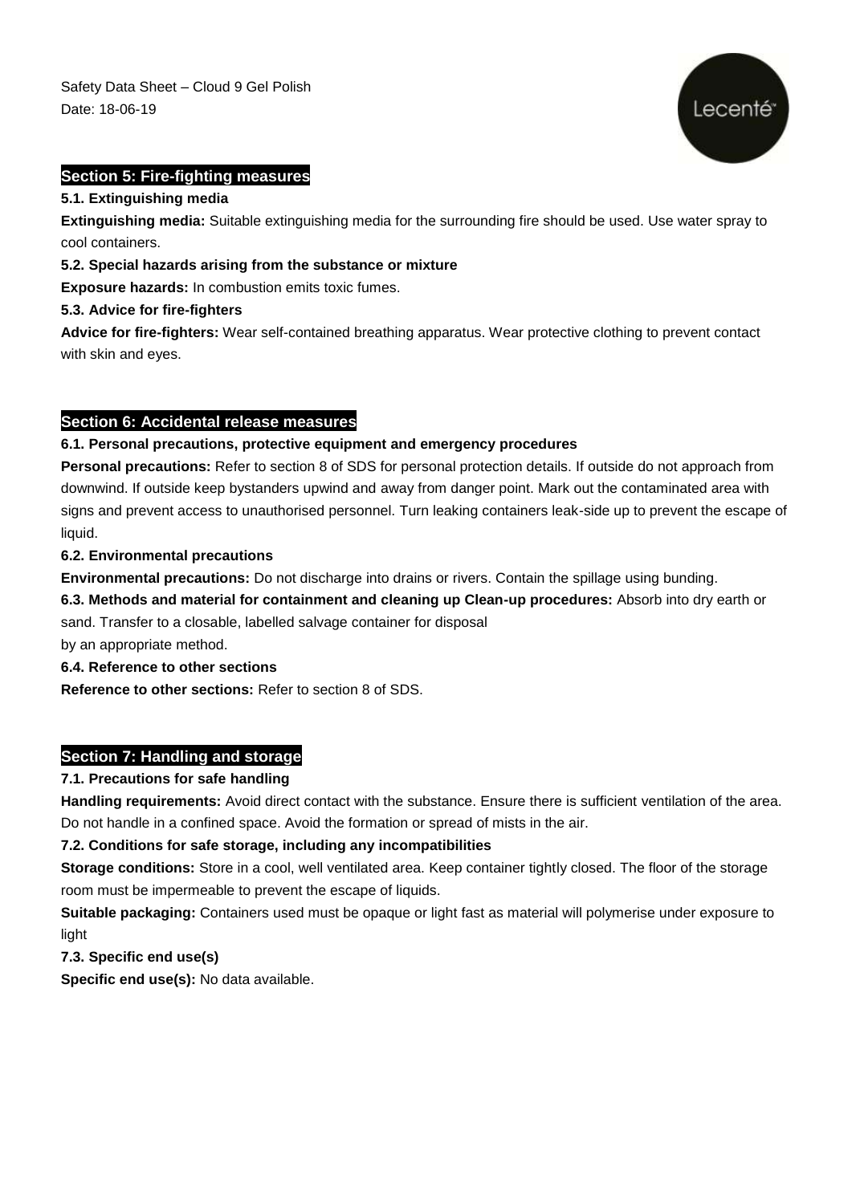## Section 5: Fire-fighting measures

**5.1. Extinguishing media**

**Extinguishing media:** Suitable extinguishing media for the surrounding fire should be used. Use water spray to cool containers.

**5.2. Special hazards arising from the substance or mixture**

**Exposure hazards:** In combustion emits toxic fumes.

**5.3. Advice for fire-fighters**

**Advice for fire-fighters:** Wear self-contained breathing apparatus. Wear protective clothing to prevent contact with skin and eyes.

## Section 6: Accidental release measures

**6.1. Personal precautions, protective equipment and emergency procedures**

**Personal precautions:** Refer to section 8 of SDS for personal protection details. If outside do not approach from downwind. If outside keep bystanders upwind and away from danger point. Mark out the contaminated area with signs and prevent access to unauthorised personnel. Turn leaking containers leak-side up to prevent the escape of liquid.

**6.2. Environmental precautions**

**Environmental precautions:** Do not discharge into drains or rivers. Contain the spillage using bunding.

**6.3. Methods and material for containment and cleaning up Clean-up procedures:** Absorb into dry earth or sand. Transfer to a closable, labelled salvage container for disposal by an appropriate method.

**6.4. Reference to other sections**

**Reference to other sections:** Refer to section 8 of SDS.

## Section 7: Handling and storage

**7.1. Precautions for safe handling**

**Handling requirements:** Avoid direct contact with the substance. Ensure there is sufficient ventilation of the area. Do not handle in a confined space. Avoid the formation or spread of mists in the air.

**7.2. Conditions for safe storage, including any incompatibilities**

**Storage conditions:** Store in a cool, well ventilated area. Keep container tightly closed. The floor of the storage room must be impermeable to prevent the escape of liquids.

**Suitable packaging:** Containers used must be opaque or light fast as material will polymerise under exposure to light

**7.3. Specific end use(s)**

**Specific end use(s):** No data available.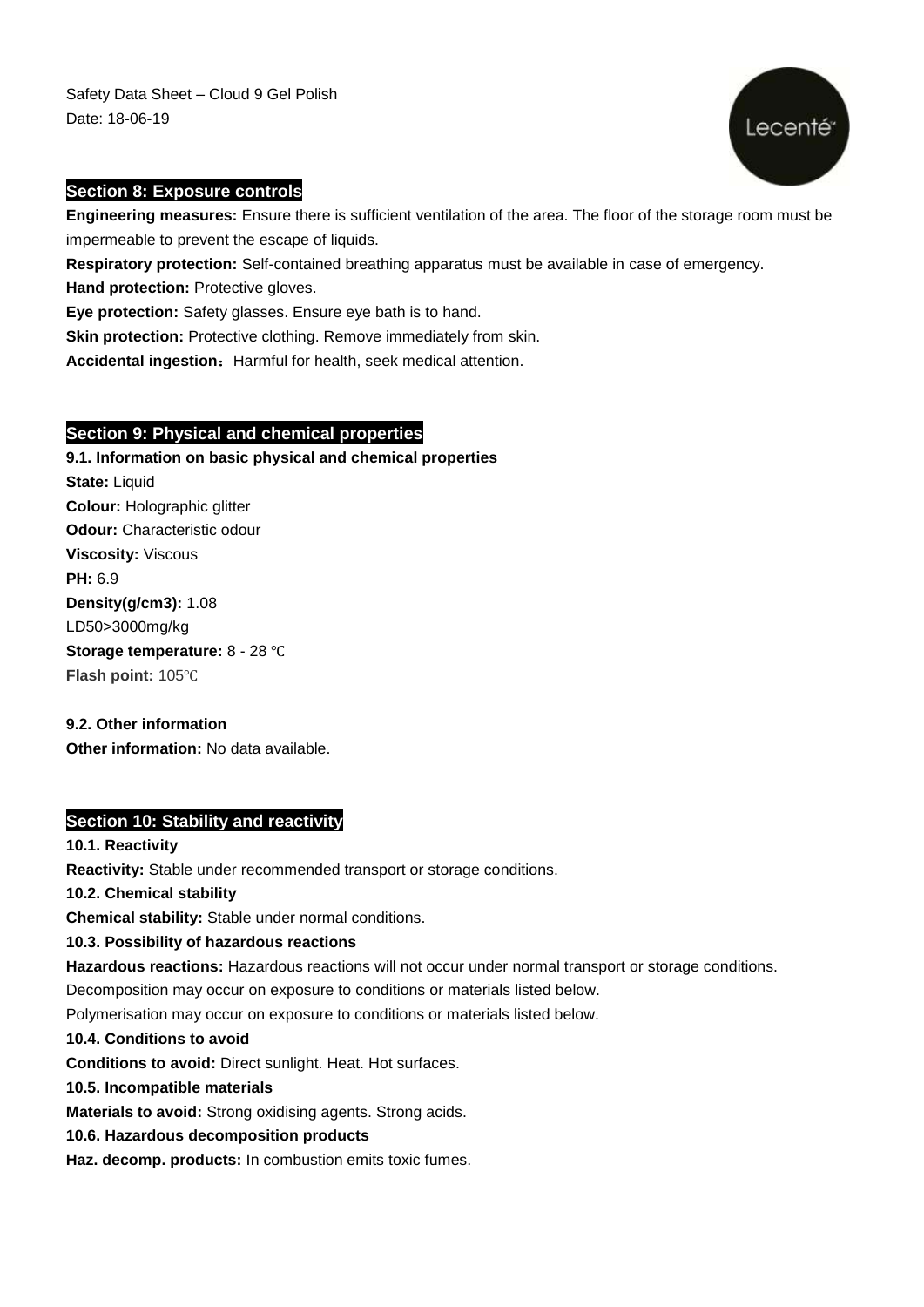Safety Data Sheet – Cloud 9 Gel Polish
Date: 18-06-19

## Section 8: Exposure controls

**Engineering measures:** Ensure there is sufficient ventilation of the area. The floor of the storage room must be impermeable to prevent the escape of liquids.

**Respiratory protection:** Self-contained breathing apparatus must be available in case of emergency.

**Hand protection:** Protective gloves.

**Eye protection:** Safety glasses. Ensure eye bath is to hand.

**Skin protection:** Protective clothing. Remove immediately from skin.

**Accidental ingestion：** Harmful for health, seek medical attention.

## Section 9: Physical and chemical properties

**9.1. Information on basic physical and chemical properties**

**State:** Liquid
**Colour:** Holographic glitter
**Odour:** Characteristic odour
**Viscosity:** Viscous
**PH:** 6.9
**Density(g/cm3):** 1.08
LD50>3000mg/kg
**Storage temperature:** 8 - 28 ℃
**Flash point:** 105℃

**9.2. Other information**

**Other information:** No data available.

## Section 10: Stability and reactivity

**10.1. Reactivity**

**Reactivity:** Stable under recommended transport or storage conditions.

**10.2. Chemical stability**

**Chemical stability:** Stable under normal conditions.

**10.3. Possibility of hazardous reactions**

**Hazardous reactions:** Hazardous reactions will not occur under normal transport or storage conditions.
Decomposition may occur on exposure to conditions or materials listed below.
Polymerisation may occur on exposure to conditions or materials listed below.

**10.4. Conditions to avoid**

**Conditions to avoid:** Direct sunlight. Heat. Hot surfaces.

**10.5. Incompatible materials**

**Materials to avoid:** Strong oxidising agents. Strong acids.

**10.6. Hazardous decomposition products**

**Haz. decomp. products:** In combustion emits toxic fumes.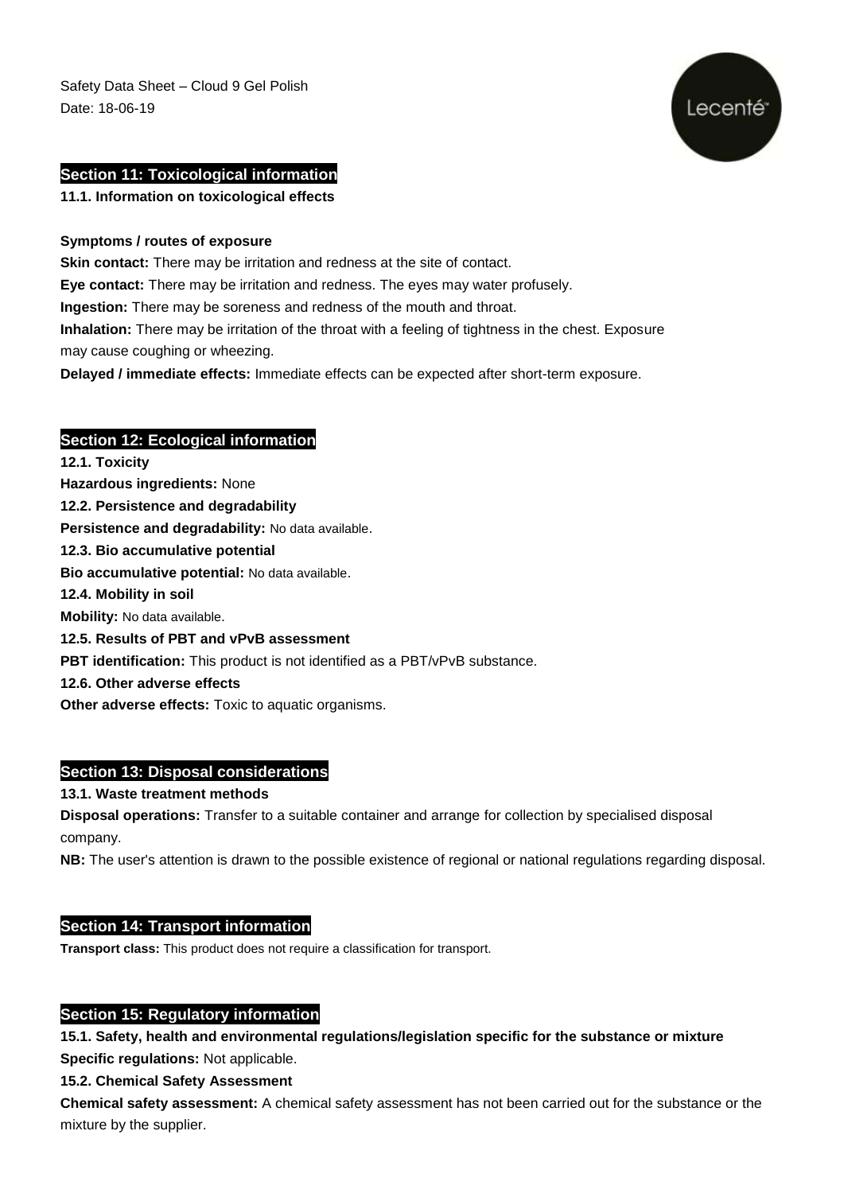## Section 11: Toxicological information

### 11.1. Information on toxicological effects

**Symptoms / routes of exposure**

**Skin contact:** There may be irritation and redness at the site of contact.

**Eye contact:** There may be irritation and redness. The eyes may water profusely.

**Ingestion:** There may be soreness and redness of the mouth and throat.

**Inhalation:** There may be irritation of the throat with a feeling of tightness in the chest. Exposure may cause coughing or wheezing.

**Delayed / immediate effects:** Immediate effects can be expected after short-term exposure.

## Section 12: Ecological information

### 12.1. Toxicity

**Hazardous ingredients:** None

### 12.2. Persistence and degradability

**Persistence and degradability:** No data available.

### 12.3. Bio accumulative potential

**Bio accumulative potential:** No data available.

### 12.4. Mobility in soil

**Mobility:** No data available.

### 12.5. Results of PBT and vPvB assessment

**PBT identification:** This product is not identified as a PBT/vPvB substance.

### 12.6. Other adverse effects

**Other adverse effects:** Toxic to aquatic organisms.

## Section 13: Disposal considerations

### 13.1. Waste treatment methods

**Disposal operations:** Transfer to a suitable container and arrange for collection by specialised disposal company.

**NB:** The user's attention is drawn to the possible existence of regional or national regulations regarding disposal.

## Section 14: Transport information

**Transport class:** This product does not require a classification for transport.

## Section 15: Regulatory information

### 15.1. Safety, health and environmental regulations/legislation specific for the substance or mixture

**Specific regulations:** Not applicable.

### 15.2. Chemical Safety Assessment

**Chemical safety assessment:** A chemical safety assessment has not been carried out for the substance or the mixture by the supplier.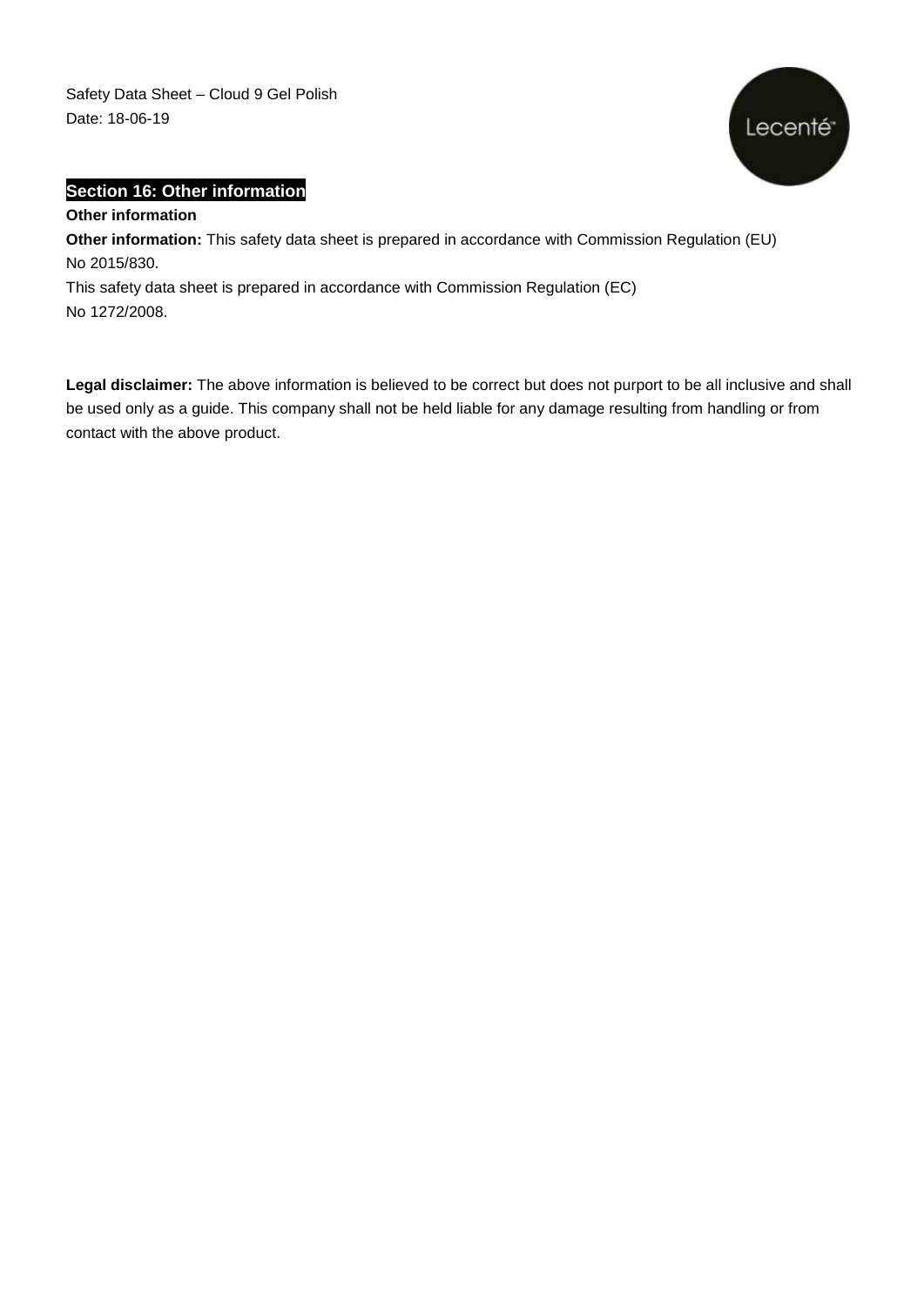Safety Data Sheet – Cloud 9 Gel Polish
Date: 18-06-19

## Section 16: Other information

**Other information**

**Other information:** This safety data sheet is prepared in accordance with Commission Regulation (EU) No 2015/830.
This safety data sheet is prepared in accordance with Commission Regulation (EC) No 1272/2008.

**Legal disclaimer:** The above information is believed to be correct but does not purport to be all inclusive and shall be used only as a guide. This company shall not be held liable for any damage resulting from handling or from contact with the above product.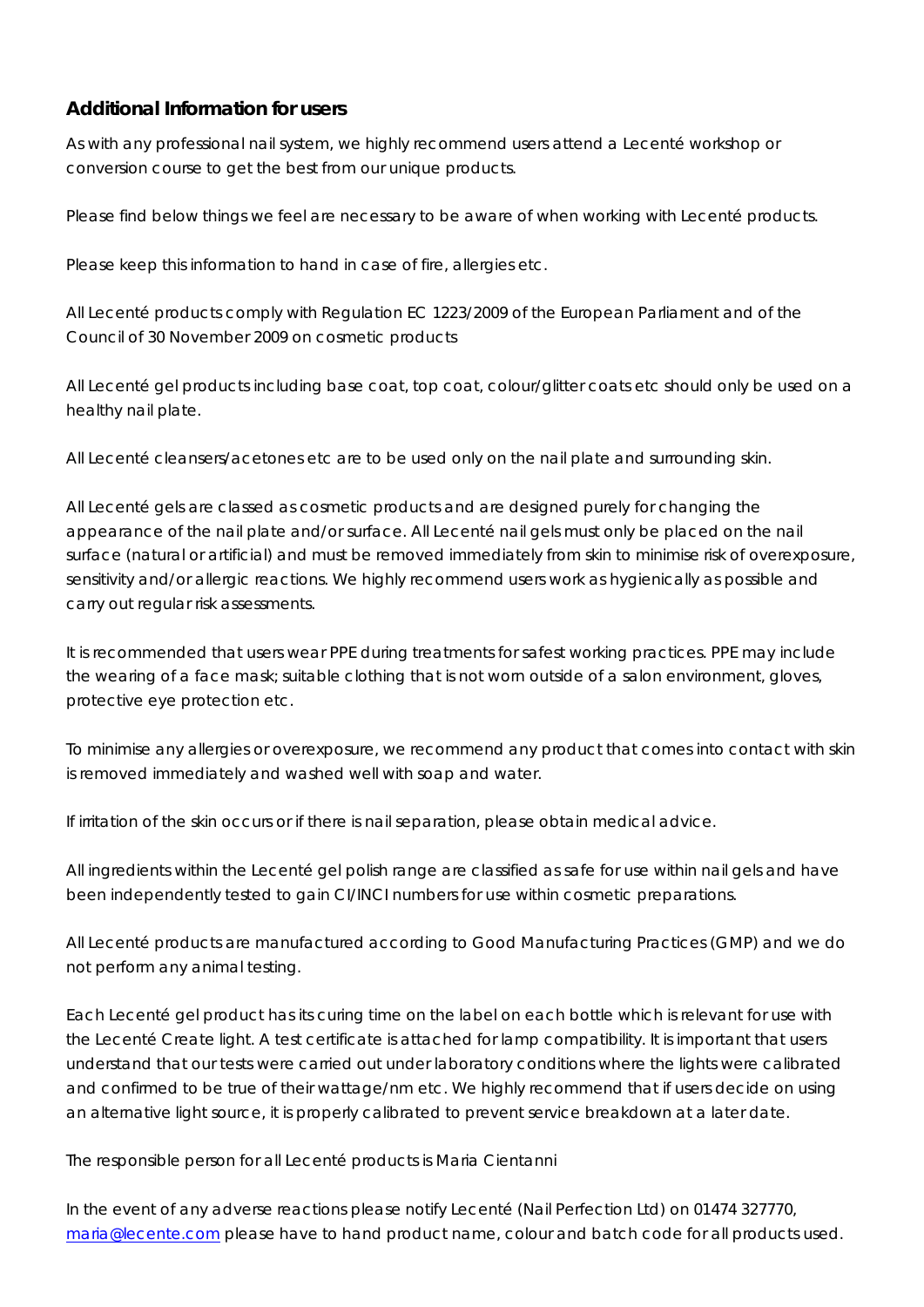## Additional Information for users

As with any professional nail system, we highly recommend users attend a Lecenté workshop or conversion course to get the best from our unique products.

Please find below things we feel are necessary to be aware of when working with Lecenté products.

Please keep this information to hand in case of fire, allergies etc.

All Lecenté products comply with Regulation EC 1223/2009 of the European Parliament and of the Council of 30 November 2009 on cosmetic products

All Lecenté gel products including base coat, top coat, colour/glitter coats etc should only be used on a healthy nail plate.

All Lecenté cleansers/acetones etc are to be used only on the nail plate and surrounding skin.

All Lecenté gels are classed as cosmetic products and are designed purely for changing the appearance of the nail plate and/or surface. All Lecenté nail gels must only be placed on the nail surface (natural or artificial) and must be removed immediately from skin to minimise risk of overexposure, sensitivity and/or allergic reactions. We highly recommend users work as hygienically as possible and carry out regular risk assessments.

It is recommended that users wear PPE during treatments for safest working practices. PPE may include the wearing of a face mask; suitable clothing that is not worn outside of a salon environment, gloves, protective eye protection etc.

To minimise any allergies or overexposure, we recommend any product that comes into contact with skin is removed immediately and washed well with soap and water.

If irritation of the skin occurs or if there is nail separation, please obtain medical advice.

All ingredients within the Lecenté gel polish range are classified as safe for use within nail gels and have been independently tested to gain CI/INCI numbers for use within cosmetic preparations.

All Lecenté products are manufactured according to Good Manufacturing Practices (GMP) and we do not perform any animal testing.

Each Lecenté gel product has its curing time on the label on each bottle which is relevant for use with the Lecenté Create light. A test certificate is attached for lamp compatibility. It is important that users understand that our tests were carried out under laboratory conditions where the lights were calibrated and confirmed to be true of their wattage/nm etc. We highly recommend that if users decide on using an alternative light source, it is properly calibrated to prevent service breakdown at a later date.

The responsible person for all Lecenté products is Maria Cientanni

In the event of any adverse reactions please notify Lecenté (Nail Perfection Ltd) on 01474 327770, [maria@lecente.com](mailto:maria@lecente.com) please have to hand product name, colour and batch code for all products used.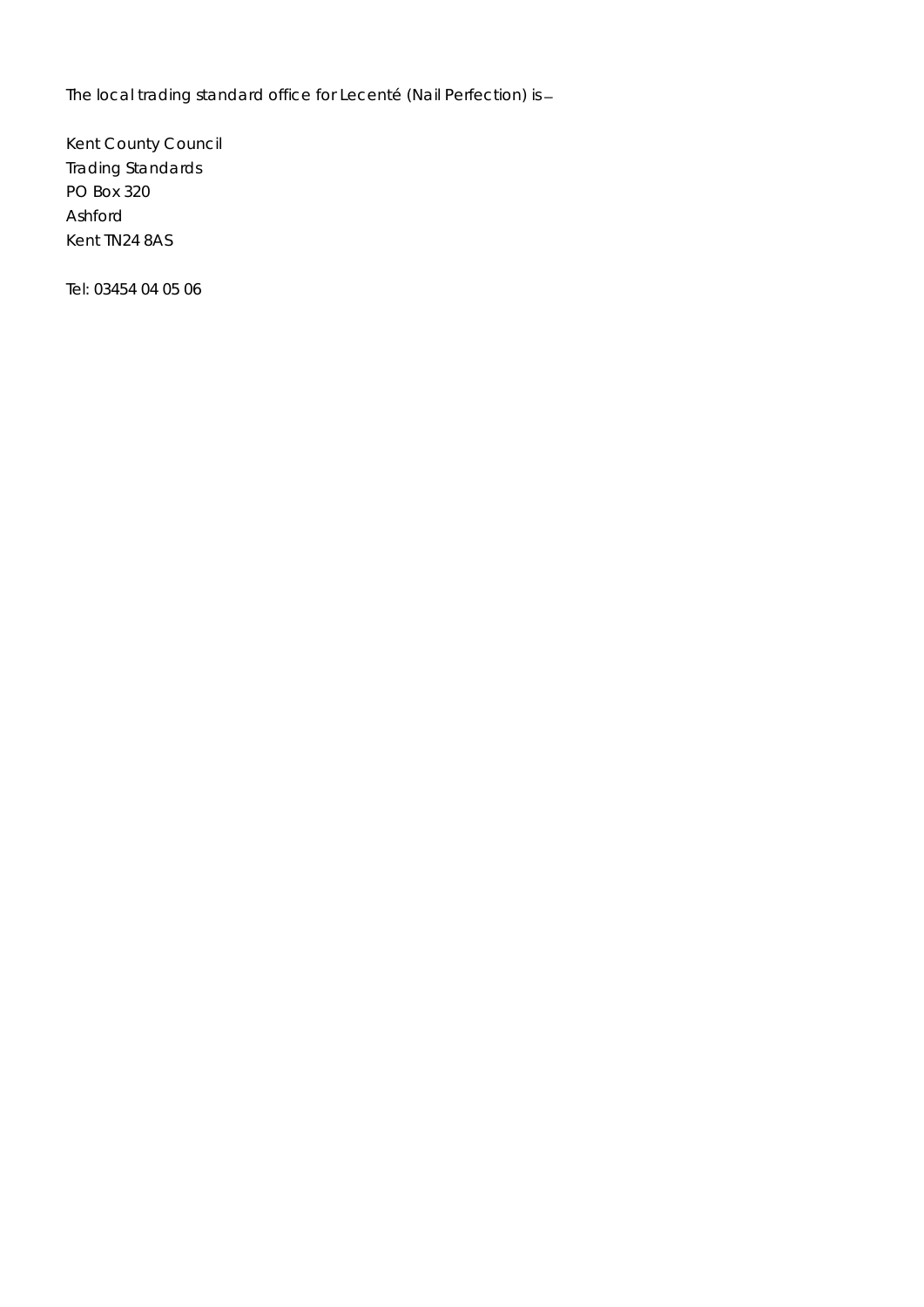The local trading standard office for Lecenté (Nail Perfection) is –

Kent County Council
Trading Standards
PO Box 320
Ashford
Kent TN24 8AS

Tel: 03454 04 05 06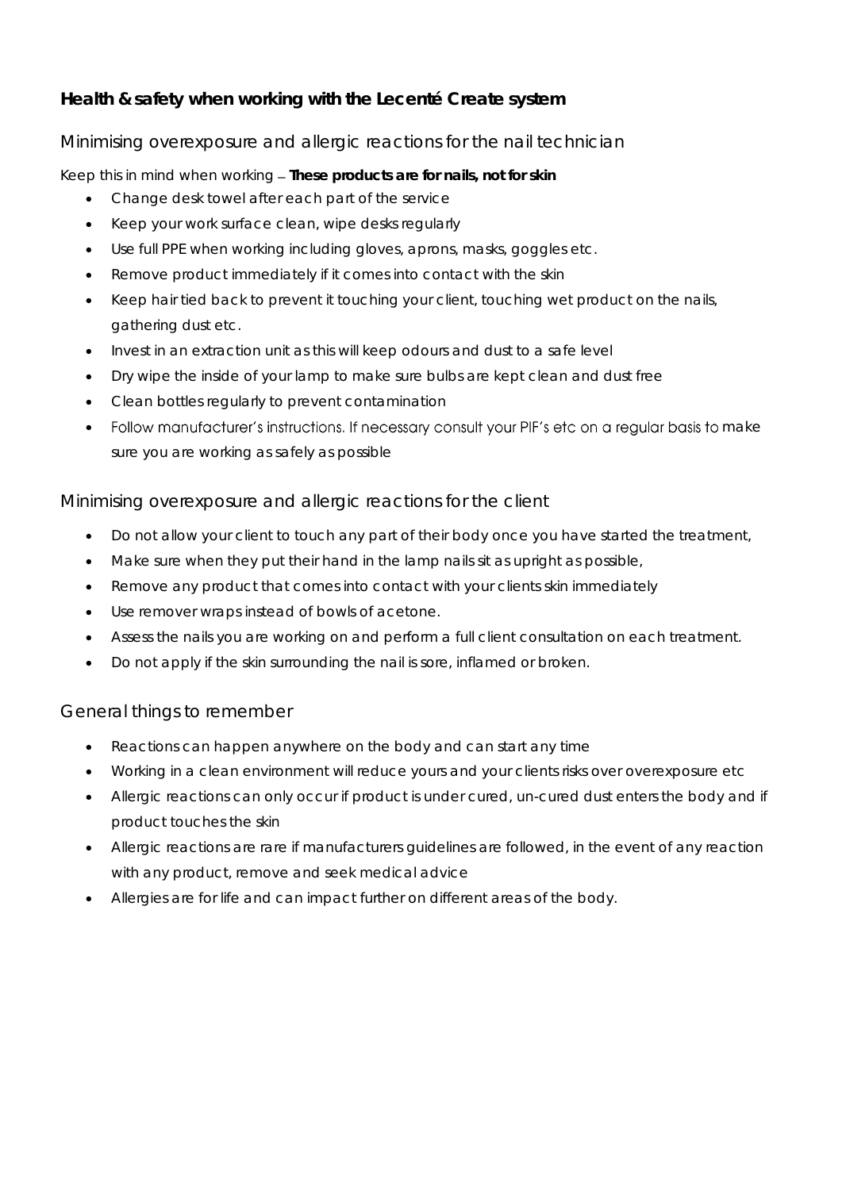**Health & safety when working with the Lecenté Create system**

## Minimising overexposure and allergic reactions for the nail technician

Keep this in mind when working – **These products are for nails, not for skin**

- Change desk towel after each part of the service
- Keep your work surface clean, wipe desks regularly
- Use full PPE when working including gloves, aprons, masks, goggles etc.
- Remove product immediately if it comes into contact with the skin
- Keep hair tied back to prevent it touching your client, touching wet product on the nails, gathering dust etc.
- Invest in an extraction unit as this will keep odours and dust to a safe level
- Dry wipe the inside of your lamp to make sure bulbs are kept clean and dust free
- Clean bottles regularly to prevent contamination
- Follow manufacturer's instructions. If necessary consult your PIF's etc on a regular basis to make sure you are working as safely as possible

## Minimising overexposure and allergic reactions for the client

- Do not allow your client to touch any part of their body once you have started the treatment,
- Make sure when they put their hand in the lamp nails sit as upright as possible,
- Remove any product that comes into contact with your clients skin immediately
- Use remover wraps instead of bowls of acetone.
- Assess the nails you are working on and perform a full client consultation on each treatment.
- Do not apply if the skin surrounding the nail is sore, inflamed or broken.

## General things to remember

- Reactions can happen anywhere on the body and can start any time
- Working in a clean environment will reduce yours and your clients risks over overexposure etc
- Allergic reactions can only occur if product is under cured, un-cured dust enters the body and if product touches the skin
- Allergic reactions are rare if manufacturers guidelines are followed, in the event of any reaction with any product, remove and seek medical advice
- Allergies are for life and can impact further on different areas of the body.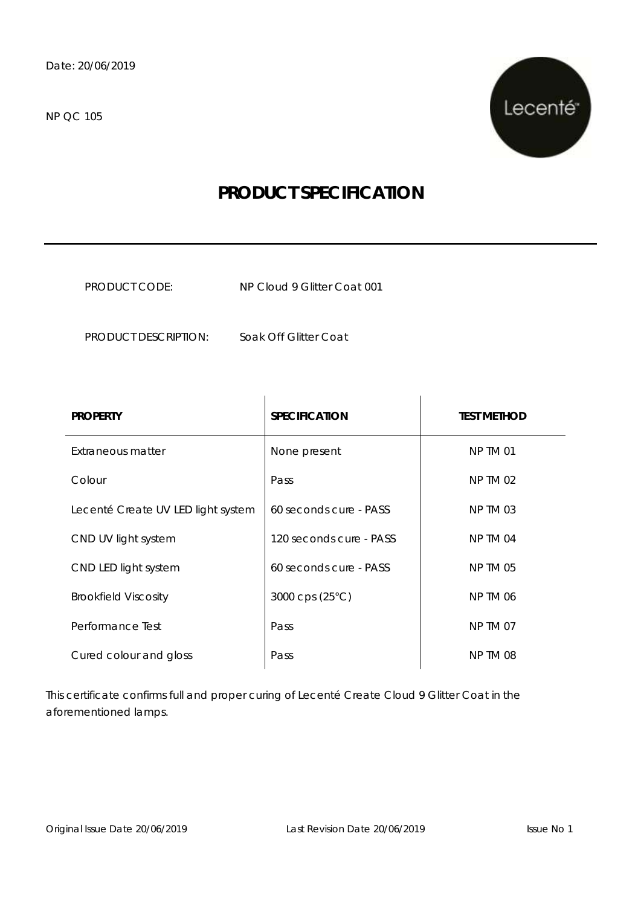Date: 20/06/2019

NP QC 105

Lecenté™

# PRODUCT SPECIFICATION

PRODUCT CODE: NP Cloud 9 Glitter Coat 001

PRODUCT DESCRIPTION: Soak Off Glitter Coat

| PROPERTY | SPECIFICATION | TEST METHOD |
|---|---|---|
| Extraneous matter | None present | NP TM 01 |
| Colour | Pass | NP TM 02 |
| Lecenté Create UV LED light system | 60 seconds cure - PASS | NP TM 03 |
| CND UV light system | 120 seconds cure - PASS | NP TM 04 |
| CND LED light system | 60 seconds cure - PASS | NP TM 05 |
| Brookfield Viscosity | 3000 cps (25°C) | NP TM 06 |
| Performance Test | Pass | NP TM 07 |
| Cured colour and gloss | Pass | NP TM 08 |

This certificate confirms full and proper curing of Lecenté Create Cloud 9 Glitter Coat in the aforementioned lamps.

Original Issue Date 20/06/2019 Last Revision Date 20/06/2019 Issue No 1